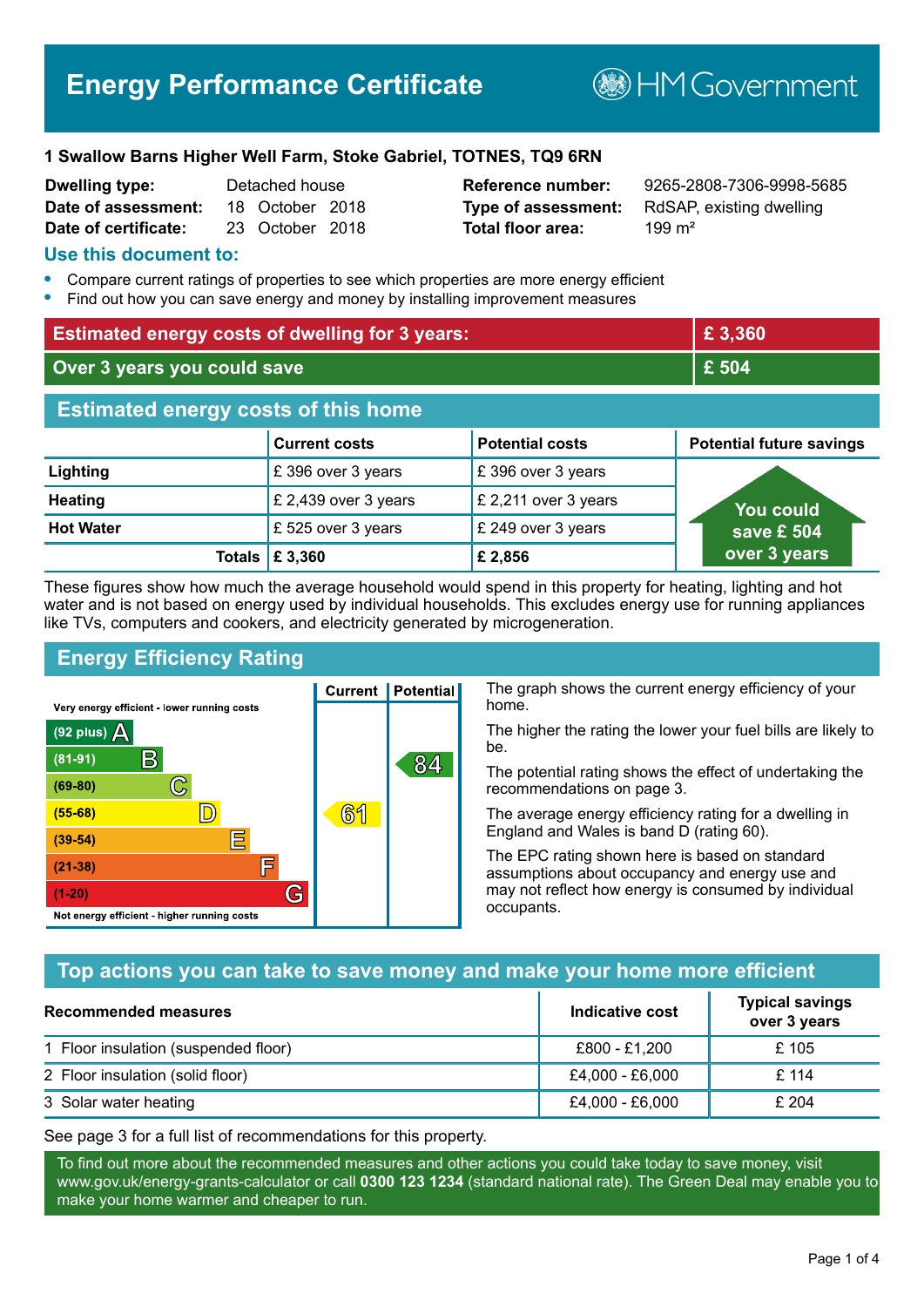# Energy Performance Certificate

HM Government

**1 Swallow Barns Higher Well Farm, Stoke Gabriel, TOTNES, TQ9 6RN**

| | | | |
|---|---|---|---|
| **Dwelling type:** | Detached house | **Reference number:** | 9265-2808-7306-9998-5685 |
| **Date of assessment:** | 18 October 2018 | **Type of assessment:** | RdSAP, existing dwelling |
| **Date of certificate:** | 23 October 2018 | **Total floor area:** | 199 m² |

## Use this document to:

- Compare current ratings of properties to see which properties are more energy efficient
- Find out how you can save energy and money by installing improvement measures

| | |
|---|---|
| **Estimated energy costs of dwelling for 3 years:** | **£ 3,360** |
| **Over 3 years you could save** | **£ 504** |

## Estimated energy costs of this home

| | Current costs | Potential costs | Potential future savings |
|---|---|---|---|
| **Lighting** | £ 396 over 3 years | £ 396 over 3 years | You could save £ 504 over 3 years |
| **Heating** | £ 2,439 over 3 years | £ 2,211 over 3 years | |
| **Hot Water** | £ 525 over 3 years | £ 249 over 3 years | |
| **Totals** | **£ 3,360** | **£ 2,856** | |

These figures show how much the average household would spend in this property for heating, lighting and hot water and is not based on energy used by individual households. This excludes energy use for running appliances like TVs, computers and cookers, and electricity generated by microgeneration.

## Energy Efficiency Rating

| Rating | Current | Potential |
|---|---|---|
| Very energy efficient - lower running costs | | |
| (92 plus) A | | |
| (81-91) B | | 84 |
| (69-80) C | | |
| (55-68) D | 61 | |
| (39-54) E | | |
| (21-38) F | | |
| (1-20) G | | |
| Not energy efficient - higher running costs | | |

The graph shows the current energy efficiency of your home.

The higher the rating the lower your fuel bills are likely to be.

The potential rating shows the effect of undertaking the recommendations on page 3.

The average energy efficiency rating for a dwelling in England and Wales is band D (rating 60).

The EPC rating shown here is based on standard assumptions about occupancy and energy use and may not reflect how energy is consumed by individual occupants.

## Top actions you can take to save money and make your home more efficient

| Recommended measures | Indicative cost | Typical savings over 3 years |
|---|---|---|
| 1 Floor insulation (suspended floor) | £800 - £1,200 | £ 105 |
| 2 Floor insulation (solid floor) | £4,000 - £6,000 | £ 114 |
| 3 Solar water heating | £4,000 - £6,000 | £ 204 |

See page 3 for a full list of recommendations for this property.

To find out more about the recommended measures and other actions you could take today to save money, visit www.gov.uk/energy-grants-calculator or call **0300 123 1234** (standard national rate). The Green Deal may enable you to make your home warmer and cheaper to run.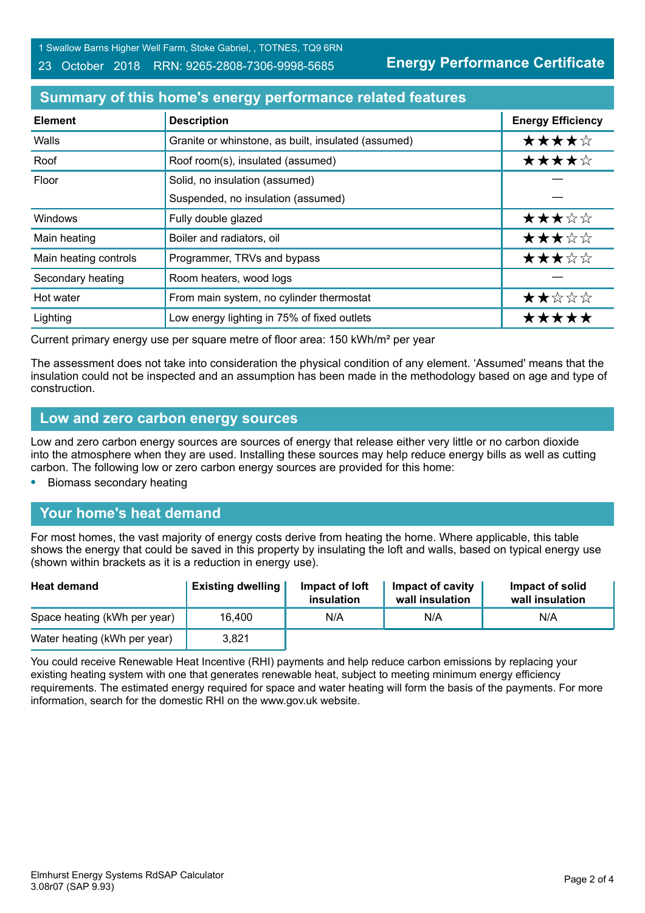1 Swallow Barns Higher Well Farm, Stoke Gabriel, , TOTNES, TQ9 6RN
23 October 2018 RRN: 9265-2808-7306-9998-5685

**Energy Performance Certificate**

## Summary of this home's energy performance related features

| Element | Description | Energy Efficiency |
|---|---|---|
| Walls | Granite or whinstone, as built, insulated (assumed) | ★★★★☆ |
| Roof | Roof room(s), insulated (assumed) | ★★★★☆ |
| Floor | Solid, no insulation (assumed) | — |
| | Suspended, no insulation (assumed) | — |
| Windows | Fully double glazed | ★★★☆☆ |
| Main heating | Boiler and radiators, oil | ★★★☆☆ |
| Main heating controls | Programmer, TRVs and bypass | ★★★☆☆ |
| Secondary heating | Room heaters, wood logs | — |
| Hot water | From main system, no cylinder thermostat | ★★☆☆☆ |
| Lighting | Low energy lighting in 75% of fixed outlets | ★★★★★ |

Current primary energy use per square metre of floor area: 150 kWh/m² per year

The assessment does not take into consideration the physical condition of any element. 'Assumed' means that the insulation could not be inspected and an assumption has been made in the methodology based on age and type of construction.

## Low and zero carbon energy sources

Low and zero carbon energy sources are sources of energy that release either very little or no carbon dioxide into the atmosphere when they are used. Installing these sources may help reduce energy bills as well as cutting carbon. The following low or zero carbon energy sources are provided for this home:

- Biomass secondary heating

## Your home's heat demand

For most homes, the vast majority of energy costs derive from heating the home. Where applicable, this table shows the energy that could be saved in this property by insulating the loft and walls, based on typical energy use (shown within brackets as it is a reduction in energy use).

| Heat demand | Existing dwelling | Impact of loft insulation | Impact of cavity wall insulation | Impact of solid wall insulation |
|---|---|---|---|---|
| Space heating (kWh per year) | 16,400 | N/A | N/A | N/A |
| Water heating (kWh per year) | 3,821 | | | |

You could receive Renewable Heat Incentive (RHI) payments and help reduce carbon emissions by replacing your existing heating system with one that generates renewable heat, subject to meeting minimum energy efficiency requirements. The estimated energy required for space and water heating will form the basis of the payments. For more information, search for the domestic RHI on the www.gov.uk website.

Elmhurst Energy Systems RdSAP Calculator
3.08r07 (SAP 9.93)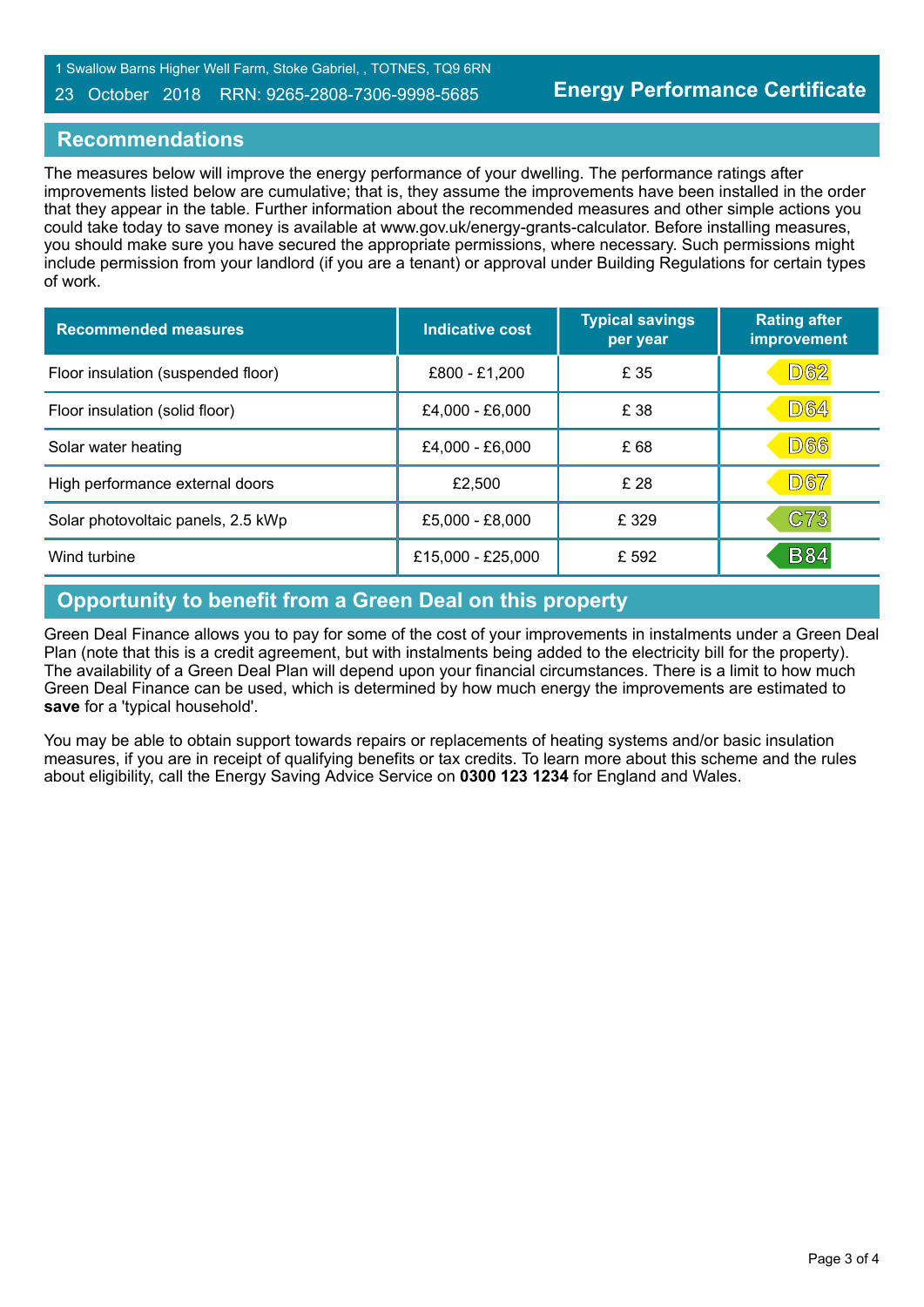1 Swallow Barns Higher Well Farm, Stoke Gabriel, , TOTNES, TQ9 6RN
23 October 2018 RRN: 9265-2808-7306-9998-5685

**Energy Performance Certificate**

## Recommendations

The measures below will improve the energy performance of your dwelling. The performance ratings after improvements listed below are cumulative; that is, they assume the improvements have been installed in the order that they appear in the table. Further information about the recommended measures and other simple actions you could take today to save money is available at www.gov.uk/energy-grants-calculator. Before installing measures, you should make sure you have secured the appropriate permissions, where necessary. Such permissions might include permission from your landlord (if you are a tenant) or approval under Building Regulations for certain types of work.

| Recommended measures | Indicative cost | Typical savings per year | Rating after improvement |
|---|---|---|---|
| Floor insulation (suspended floor) | £800 - £1,200 | £ 35 | D62 |
| Floor insulation (solid floor) | £4,000 - £6,000 | £ 38 | D64 |
| Solar water heating | £4,000 - £6,000 | £ 68 | D66 |
| High performance external doors | £2,500 | £ 28 | D67 |
| Solar photovoltaic panels, 2.5 kWp | £5,000 - £8,000 | £ 329 | C73 |
| Wind turbine | £15,000 - £25,000 | £ 592 | B84 |

## Opportunity to benefit from a Green Deal on this property

Green Deal Finance allows you to pay for some of the cost of your improvements in instalments under a Green Deal Plan (note that this is a credit agreement, but with instalments being added to the electricity bill for the property). The availability of a Green Deal Plan will depend upon your financial circumstances. There is a limit to how much Green Deal Finance can be used, which is determined by how much energy the improvements are estimated to **save** for a 'typical household'.

You may be able to obtain support towards repairs or replacements of heating systems and/or basic insulation measures, if you are in receipt of qualifying benefits or tax credits. To learn more about this scheme and the rules about eligibility, call the Energy Saving Advice Service on **0300 123 1234** for England and Wales.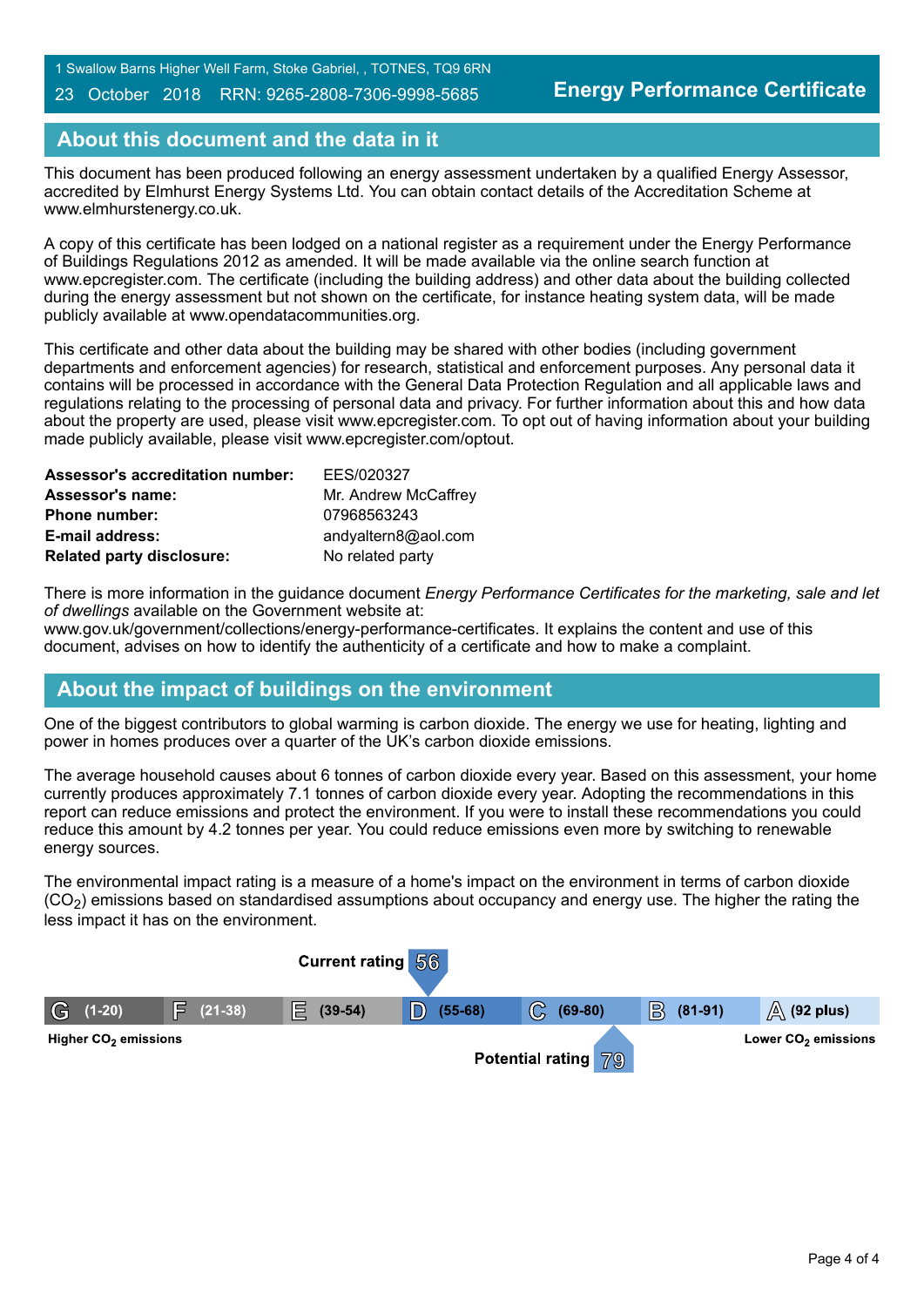1 Swallow Barns Higher Well Farm, Stoke Gabriel, , TOTNES, TQ9 6RN

23 October 2018 RRN: 9265-2808-7306-9998-5685

**Energy Performance Certificate**

## About this document and the data in it

This document has been produced following an energy assessment undertaken by a qualified Energy Assessor, accredited by Elmhurst Energy Systems Ltd. You can obtain contact details of the Accreditation Scheme at www.elmhurstenergy.co.uk.

A copy of this certificate has been lodged on a national register as a requirement under the Energy Performance of Buildings Regulations 2012 as amended. It will be made available via the online search function at www.epcregister.com. The certificate (including the building address) and other data about the building collected during the energy assessment but not shown on the certificate, for instance heating system data, will be made publicly available at www.opendatacommunities.org.

This certificate and other data about the building may be shared with other bodies (including government departments and enforcement agencies) for research, statistical and enforcement purposes. Any personal data it contains will be processed in accordance with the General Data Protection Regulation and all applicable laws and regulations relating to the processing of personal data and privacy. For further information about this and how data about the property are used, please visit www.epcregister.com. To opt out of having information about your building made publicly available, please visit www.epcregister.com/optout.

| | |
|---|---|
| **Assessor's accreditation number:** | EES/020327 |
| **Assessor's name:** | Mr. Andrew McCaffrey |
| **Phone number:** | 07968563243 |
| **E-mail address:** | andyaltern8@aol.com |
| **Related party disclosure:** | No related party |

There is more information in the guidance document *Energy Performance Certificates for the marketing, sale and let of dwellings* available on the Government website at: www.gov.uk/government/collections/energy-performance-certificates. It explains the content and use of this document, advises on how to identify the authenticity of a certificate and how to make a complaint.

## About the impact of buildings on the environment

One of the biggest contributors to global warming is carbon dioxide. The energy we use for heating, lighting and power in homes produces over a quarter of the UK's carbon dioxide emissions.

The average household causes about 6 tonnes of carbon dioxide every year. Based on this assessment, your home currently produces approximately 7.1 tonnes of carbon dioxide every year. Adopting the recommendations in this report can reduce emissions and protect the environment. If you were to install these recommendations you could reduce this amount by 4.2 tonnes per year. You could reduce emissions even more by switching to renewable energy sources.

The environmental impact rating is a measure of a home's impact on the environment in terms of carbon dioxide ($CO_2$) emissions based on standardised assumptions about occupancy and energy use. The higher the rating the less impact it has on the environment.

Current rating 56

G (1-20) F (21-38) E (39-54) D (55-68) C (69-80) B (81-91) A (92 plus)

Higher $CO_2$ emissions

Lower $CO_2$ emissions

Potential rating 79